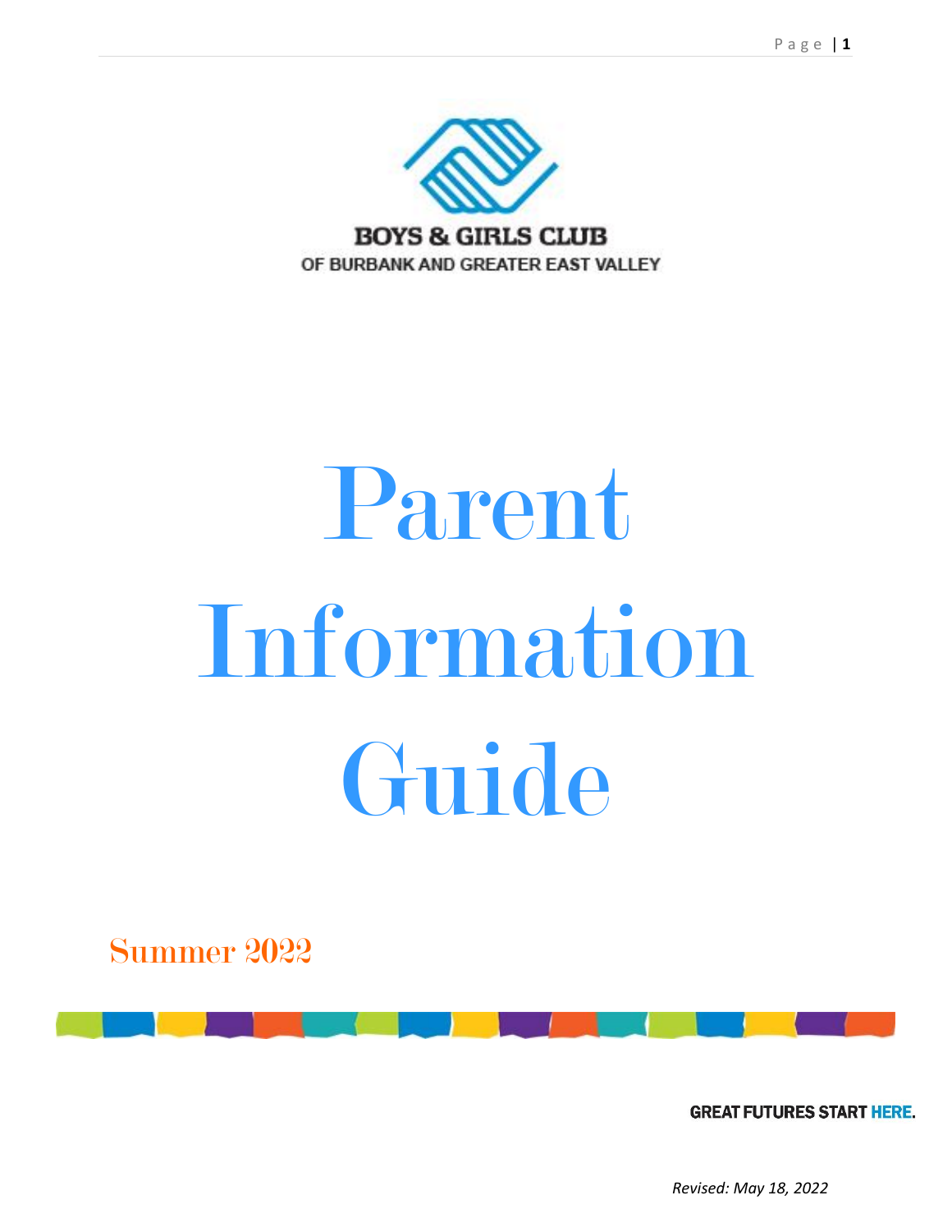BOYS & GIRLS CLUB
OF BURBANK AND GREATER EAST VALLEY

# Parent Information Guide

## Summer 2022

GREAT FUTURES START HERE.

*Revised: May 18, 2022*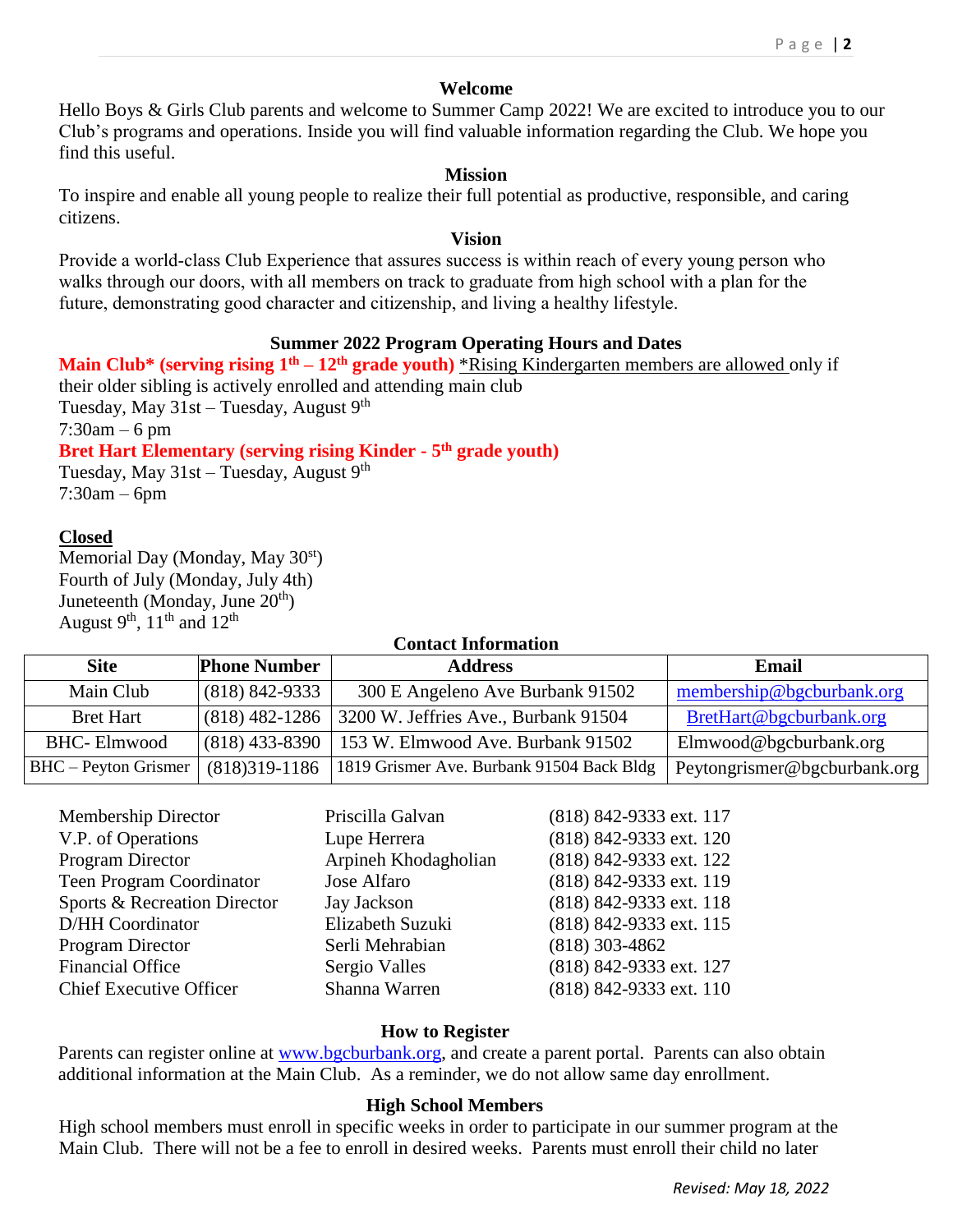## Welcome

Hello Boys & Girls Club parents and welcome to Summer Camp 2022! We are excited to introduce you to our Club's programs and operations. Inside you will find valuable information regarding the Club. We hope you find this useful.

## Mission

To inspire and enable all young people to realize their full potential as productive, responsible, and caring citizens.

## Vision

Provide a world-class Club Experience that assures success is within reach of every young person who walks through our doors, with all members on track to graduate from high school with a plan for the future, demonstrating good character and citizenship, and living a healthy lifestyle.

## Summer 2022 Program Operating Hours and Dates

**Main Club* (serving rising 1th – 12th grade youth)** *Rising Kindergarten members are allowed only if their older sibling is actively enrolled and attending main club
Tuesday, May 31st – Tuesday, August 9th
7:30am – 6 pm

**Bret Hart Elementary (serving rising Kinder - 5th grade youth)**
Tuesday, May 31st – Tuesday, August 9th
7:30am – 6pm

**Closed**
Memorial Day (Monday, May 30st)
Fourth of July (Monday, July 4th)
Juneteenth (Monday, June 20th)
August 9th, 11th and 12th

## Contact Information

| Site | Phone Number | Address | Email |
| --- | --- | --- | --- |
| Main Club | (818) 842-9333 | 300 E Angeleno Ave Burbank 91502 | membership@bgcburbank.org |
| Bret Hart | (818) 482-1286 | 3200 W. Jeffries Ave., Burbank 91504 | BretHart@bgcburbank.org |
| BHC- Elmwood | (818) 433-8390 | 153 W. Elmwood Ave. Burbank 91502 | Elmwood@bgcburbank.org |
| BHC – Peyton Grismer | (818)319-1186 | 1819 Grismer Ave. Burbank 91504 Back Bldg | Peytongrismer@bgcburbank.org |

| | | |
| --- | --- | --- |
| Membership Director | Priscilla Galvan | (818) 842-9333 ext. 117 |
| V.P. of Operations | Lupe Herrera | (818) 842-9333 ext. 120 |
| Program Director | Arpineh Khodagholian | (818) 842-9333 ext. 122 |
| Teen Program Coordinator | Jose Alfaro | (818) 842-9333 ext. 119 |
| Sports & Recreation Director | Jay Jackson | (818) 842-9333 ext. 118 |
| D/HH Coordinator | Elizabeth Suzuki | (818) 842-9333 ext. 115 |
| Program Director | Serli Mehrabian | (818) 303-4862 |
| Financial Office | Sergio Valles | (818) 842-9333 ext. 127 |
| Chief Executive Officer | Shanna Warren | (818) 842-9333 ext. 110 |

## How to Register

Parents can register online at www.bgcburbank.org, and create a parent portal. Parents can also obtain additional information at the Main Club. As a reminder, we do not allow same day enrollment.

## High School Members

High school members must enroll in specific weeks in order to participate in our summer program at the Main Club. There will not be a fee to enroll in desired weeks. Parents must enroll their child no later

*Revised: May 18, 2022*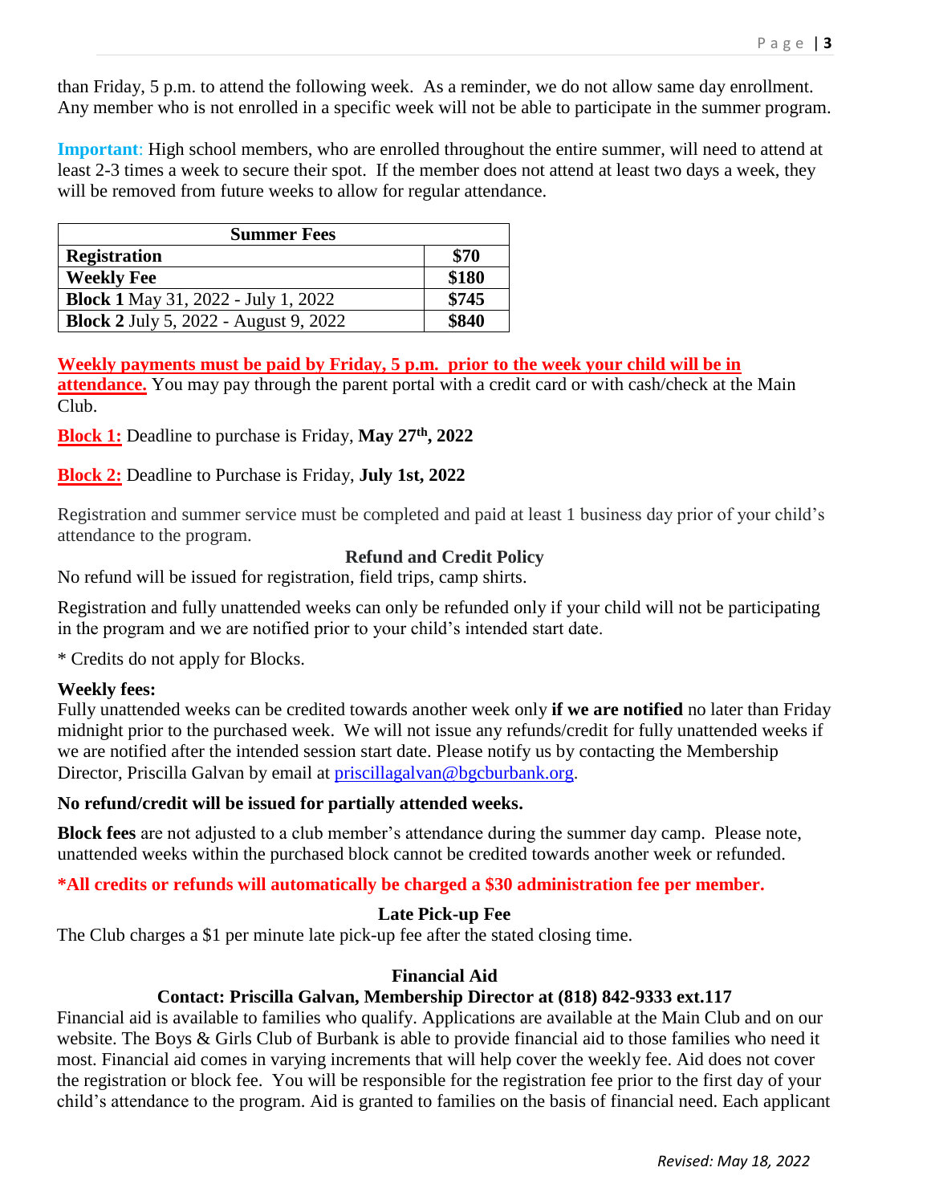than Friday, 5 p.m. to attend the following week. As a reminder, we do not allow same day enrollment. Any member who is not enrolled in a specific week will not be able to participate in the summer program.

**Important**: High school members, who are enrolled throughout the entire summer, will need to attend at least 2-3 times a week to secure their spot. If the member does not attend at least two days a week, they will be removed from future weeks to allow for regular attendance.

| Summer Fees | |
|---|---|
| **Registration** | **$70** |
| **Weekly Fee** | **$180** |
| **Block 1** May 31, 2022 - July 1, 2022 | **$745** |
| **Block 2** July 5, 2022 - August 9, 2022 | **$840** |

**Weekly payments must be paid by Friday, 5 p.m. prior to the week your child will be in attendance.** You may pay through the parent portal with a credit card or with cash/check at the Main Club.

**Block 1:** Deadline to purchase is Friday, **May 27th, 2022**

**Block 2:** Deadline to Purchase is Friday, **July 1st, 2022**

Registration and summer service must be completed and paid at least 1 business day prior of your child's attendance to the program.

### Refund and Credit Policy

No refund will be issued for registration, field trips, camp shirts.

Registration and fully unattended weeks can only be refunded only if your child will not be participating in the program and we are notified prior to your child's intended start date.

* Credits do not apply for Blocks.

**Weekly fees:**
Fully unattended weeks can be credited towards another week only **if we are notified** no later than Friday midnight prior to the purchased week. We will not issue any refunds/credit for fully unattended weeks if we are notified after the intended session start date. Please notify us by contacting the Membership Director, Priscilla Galvan by email at priscillagalvan@bgcburbank.org.

**No refund/credit will be issued for partially attended weeks.**

**Block fees** are not adjusted to a club member's attendance during the summer day camp. Please note, unattended weeks within the purchased block cannot be credited towards another week or refunded.

**\*All credits or refunds will automatically be charged a $30 administration fee per member.**

### Late Pick-up Fee

The Club charges a $1 per minute late pick-up fee after the stated closing time.

### Financial Aid

**Contact: Priscilla Galvan, Membership Director at (818) 842-9333 ext.117**

Financial aid is available to families who qualify. Applications are available at the Main Club and on our website. The Boys & Girls Club of Burbank is able to provide financial aid to those families who need it most. Financial aid comes in varying increments that will help cover the weekly fee. Aid does not cover the registration or block fee. You will be responsible for the registration fee prior to the first day of your child's attendance to the program. Aid is granted to families on the basis of financial need. Each applicant

*Revised: May 18, 2022*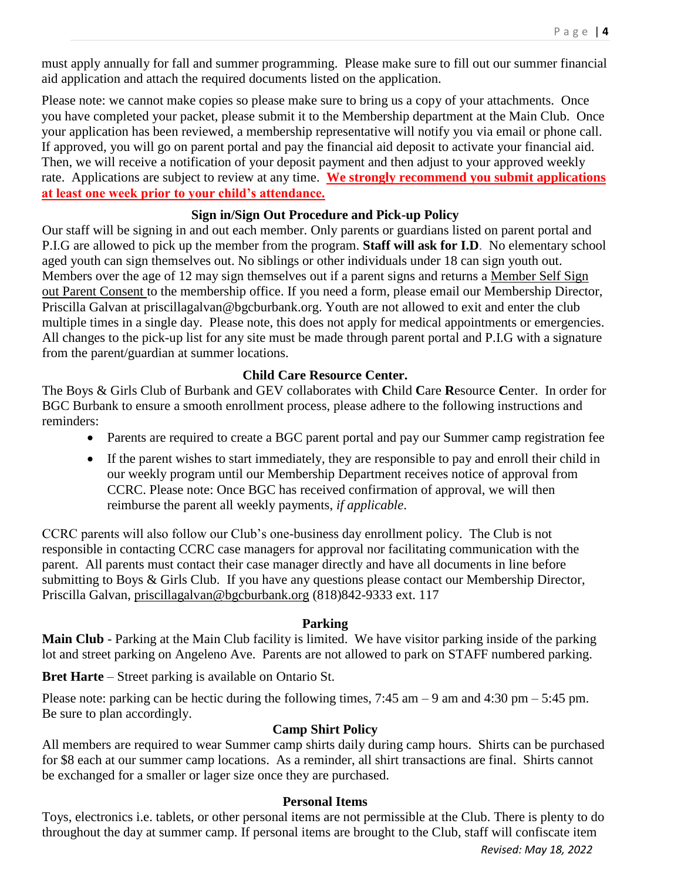must apply annually for fall and summer programming. Please make sure to fill out our summer financial aid application and attach the required documents listed on the application.

Please note: we cannot make copies so please make sure to bring us a copy of your attachments. Once you have completed your packet, please submit it to the Membership department at the Main Club. Once your application has been reviewed, a membership representative will notify you via email or phone call. If approved, you will go on parent portal and pay the financial aid deposit to activate your financial aid. Then, we will receive a notification of your deposit payment and then adjust to your approved weekly rate. Applications are subject to review at any time. **We strongly recommend you submit applications at least one week prior to your child's attendance.**

### Sign in/Sign Out Procedure and Pick-up Policy

Our staff will be signing in and out each member. Only parents or guardians listed on parent portal and P.I.G are allowed to pick up the member from the program. **Staff will ask for I.D**. No elementary school aged youth can sign themselves out. No siblings or other individuals under 18 can sign youth out. Members over the age of 12 may sign themselves out if a parent signs and returns a Member Self Sign out Parent Consent to the membership office. If you need a form, please email our Membership Director, Priscilla Galvan at priscillagalvan@bgcburbank.org. Youth are not allowed to exit and enter the club multiple times in a single day. Please note, this does not apply for medical appointments or emergencies. All changes to the pick-up list for any site must be made through parent portal and P.I.G with a signature from the parent/guardian at summer locations.

### Child Care Resource Center.

The Boys & Girls Club of Burbank and GEV collaborates with **C**hild **C**are **R**esource **C**enter. In order for BGC Burbank to ensure a smooth enrollment process, please adhere to the following instructions and reminders:

- Parents are required to create a BGC parent portal and pay our Summer camp registration fee
- If the parent wishes to start immediately, they are responsible to pay and enroll their child in our weekly program until our Membership Department receives notice of approval from CCRC. Please note: Once BGC has received confirmation of approval, we will then reimburse the parent all weekly payments, *if applicable*.

CCRC parents will also follow our Club's one-business day enrollment policy. The Club is not responsible in contacting CCRC case managers for approval nor facilitating communication with the parent. All parents must contact their case manager directly and have all documents in line before submitting to Boys & Girls Club. If you have any questions please contact our Membership Director, Priscilla Galvan, priscillagalvan@bgcburbank.org (818)842-9333 ext. 117

### Parking

**Main Club** - Parking at the Main Club facility is limited. We have visitor parking inside of the parking lot and street parking on Angeleno Ave. Parents are not allowed to park on STAFF numbered parking.

**Bret Harte** – Street parking is available on Ontario St.

Please note: parking can be hectic during the following times, 7:45 am – 9 am and 4:30 pm – 5:45 pm. Be sure to plan accordingly.

### Camp Shirt Policy

All members are required to wear Summer camp shirts daily during camp hours. Shirts can be purchased for $8 each at our summer camp locations. As a reminder, all shirt transactions are final. Shirts cannot be exchanged for a smaller or lager size once they are purchased.

### Personal Items

Toys, electronics i.e. tablets, or other personal items are not permissible at the Club. There is plenty to do throughout the day at summer camp. If personal items are brought to the Club, staff will confiscate item

*Revised: May 18, 2022*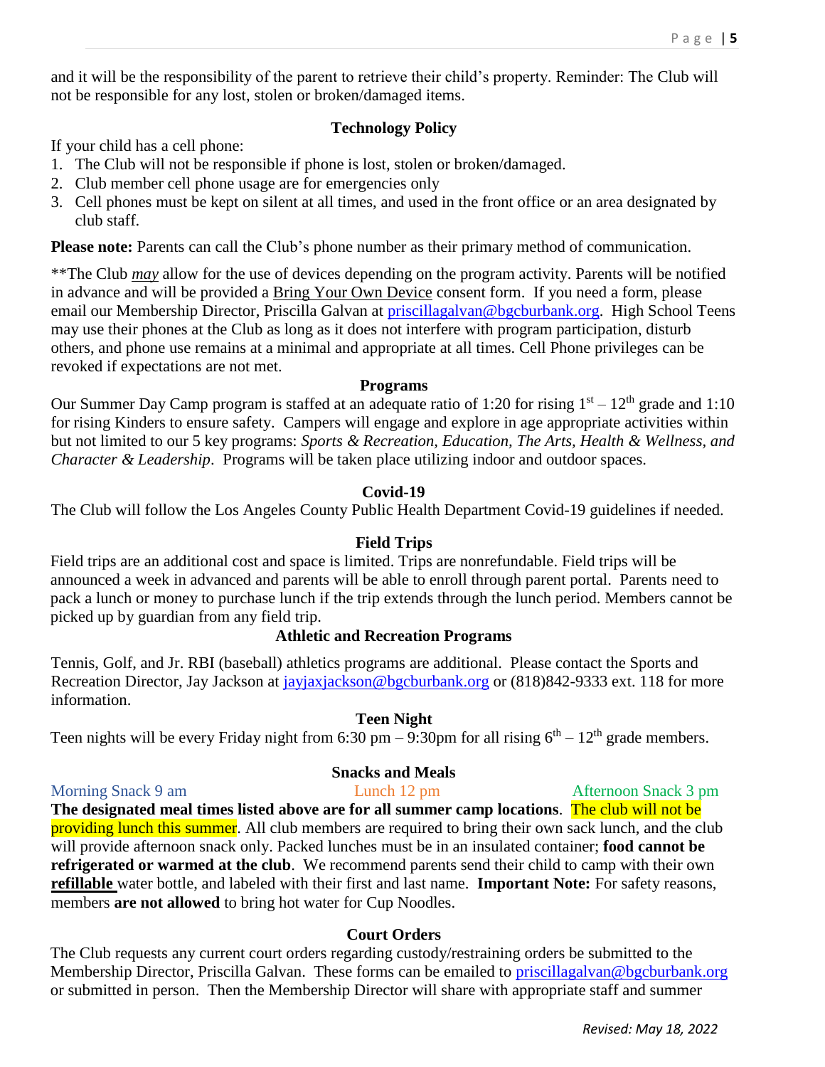and it will be the responsibility of the parent to retrieve their child's property. Reminder: The Club will not be responsible for any lost, stolen or broken/damaged items.

### Technology Policy

If your child has a cell phone:

1. The Club will not be responsible if phone is lost, stolen or broken/damaged.
2. Club member cell phone usage are for emergencies only
3. Cell phones must be kept on silent at all times, and used in the front office or an area designated by club staff.

**Please note:** Parents can call the Club's phone number as their primary method of communication.

**The Club ***may*** allow for the use of devices depending on the program activity. Parents will be notified in advance and will be provided a Bring Your Own Device consent form. If you need a form, please email our Membership Director, Priscilla Galvan at priscillagalvan@bgcburbank.org. High School Teens may use their phones at the Club as long as it does not interfere with program participation, disturb others, and phone use remains at a minimal and appropriate at all times. Cell Phone privileges can be revoked if expectations are not met.

### Programs

Our Summer Day Camp program is staffed at an adequate ratio of 1:20 for rising 1st – 12th grade and 1:10 for rising Kinders to ensure safety. Campers will engage and explore in age appropriate activities within but not limited to our 5 key programs: *Sports & Recreation, Education, The Arts, Health & Wellness, and Character & Leadership*. Programs will be taken place utilizing indoor and outdoor spaces.

### Covid-19

The Club will follow the Los Angeles County Public Health Department Covid-19 guidelines if needed.

### Field Trips

Field trips are an additional cost and space is limited. Trips are nonrefundable. Field trips will be announced a week in advanced and parents will be able to enroll through parent portal. Parents need to pack a lunch or money to purchase lunch if the trip extends through the lunch period. Members cannot be picked up by guardian from any field trip.

### Athletic and Recreation Programs

Tennis, Golf, and Jr. RBI (baseball) athletics programs are additional. Please contact the Sports and Recreation Director, Jay Jackson at jayjaxjackson@bgcburbank.org or (818)842-9333 ext. 118 for more information.

### Teen Night

Teen nights will be every Friday night from 6:30 pm – 9:30pm for all rising 6th – 12th grade members.

### Snacks and Meals

Morning Snack 9 am | Lunch 12 pm | Afternoon Snack 3 pm

**The designated meal times listed above are for all summer camp locations**. The club will not be providing lunch this summer. All club members are required to bring their own sack lunch, and the club will provide afternoon snack only. Packed lunches must be in an insulated container; **food cannot be refrigerated or warmed at the club**. We recommend parents send their child to camp with their own **refillable** water bottle, and labeled with their first and last name. **Important Note:** For safety reasons, members **are not allowed** to bring hot water for Cup Noodles.

### Court Orders

The Club requests any current court orders regarding custody/restraining orders be submitted to the Membership Director, Priscilla Galvan. These forms can be emailed to priscillagalvan@bgcburbank.org or submitted in person. Then the Membership Director will share with appropriate staff and summer

*Revised: May 18, 2022*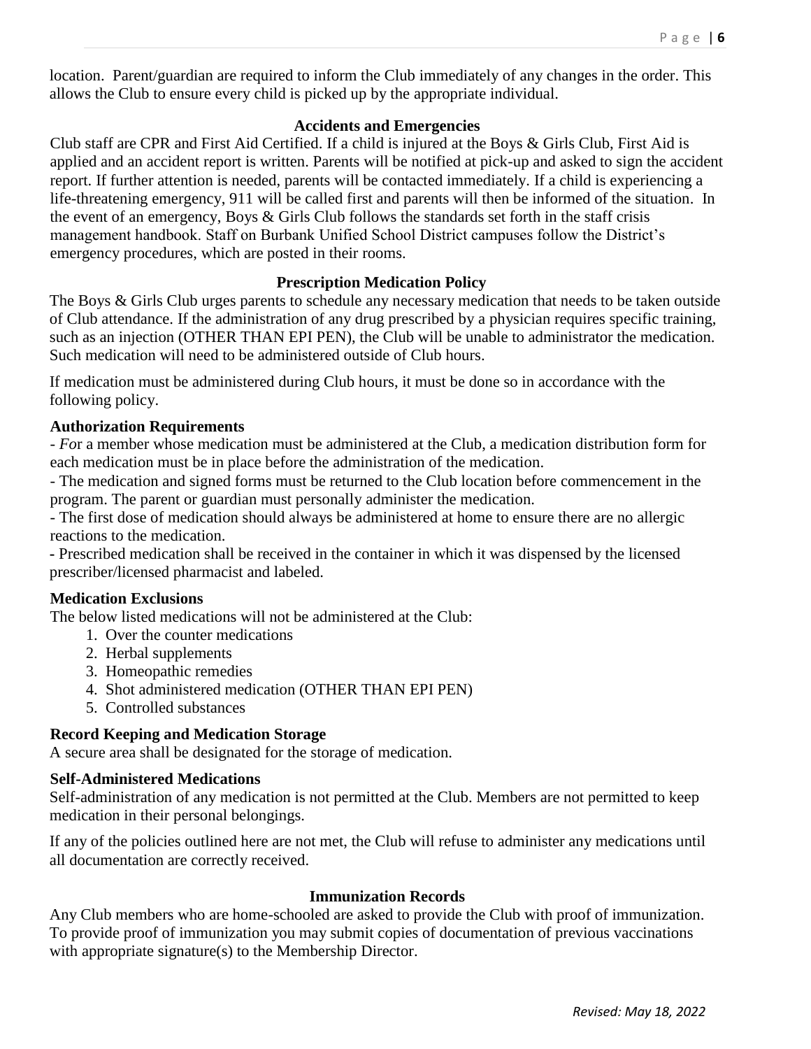location. Parent/guardian are required to inform the Club immediately of any changes in the order. This allows the Club to ensure every child is picked up by the appropriate individual.

## Accidents and Emergencies

Club staff are CPR and First Aid Certified. If a child is injured at the Boys & Girls Club, First Aid is applied and an accident report is written. Parents will be notified at pick-up and asked to sign the accident report. If further attention is needed, parents will be contacted immediately. If a child is experiencing a life-threatening emergency, 911 will be called first and parents will then be informed of the situation. In the event of an emergency, Boys & Girls Club follows the standards set forth in the staff crisis management handbook. Staff on Burbank Unified School District campuses follow the District's emergency procedures, which are posted in their rooms.

## Prescription Medication Policy

The Boys & Girls Club urges parents to schedule any necessary medication that needs to be taken outside of Club attendance. If the administration of any drug prescribed by a physician requires specific training, such as an injection (OTHER THAN EPI PEN), the Club will be unable to administrator the medication. Such medication will need to be administered outside of Club hours.

If medication must be administered during Club hours, it must be done so in accordance with the following policy.

### Authorization Requirements

- *Fo*r a member whose medication must be administered at the Club, a medication distribution form for each medication must be in place before the administration of the medication.
- The medication and signed forms must be returned to the Club location before commencement in the program. The parent or guardian must personally administer the medication.
- The first dose of medication should always be administered at home to ensure there are no allergic reactions to the medication.
- Prescribed medication shall be received in the container in which it was dispensed by the licensed prescriber/licensed pharmacist and labeled.

### Medication Exclusions

The below listed medications will not be administered at the Club:

1. Over the counter medications
2. Herbal supplements
3. Homeopathic remedies
4. Shot administered medication (OTHER THAN EPI PEN)
5. Controlled substances

### Record Keeping and Medication Storage

A secure area shall be designated for the storage of medication.

### Self-Administered Medications

Self-administration of any medication is not permitted at the Club. Members are not permitted to keep medication in their personal belongings.

If any of the policies outlined here are not met, the Club will refuse to administer any medications until all documentation are correctly received.

## Immunization Records

Any Club members who are home-schooled are asked to provide the Club with proof of immunization. To provide proof of immunization you may submit copies of documentation of previous vaccinations with appropriate signature(s) to the Membership Director.

*Revised: May 18, 2022*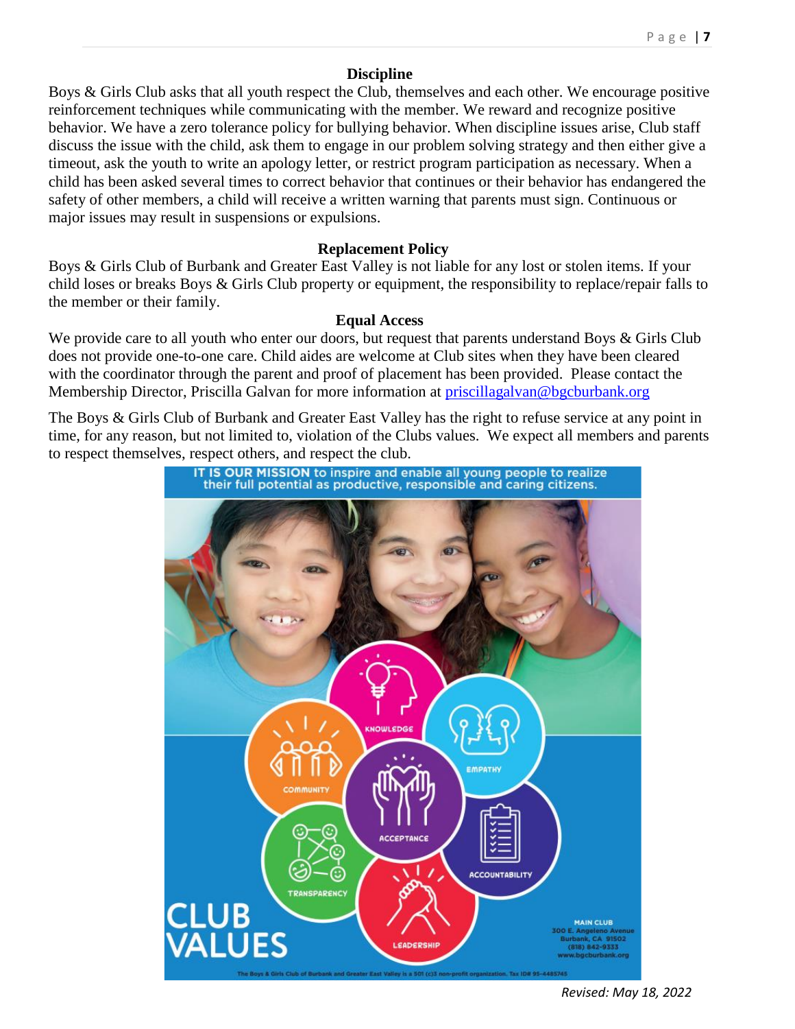## Discipline

Boys & Girls Club asks that all youth respect the Club, themselves and each other. We encourage positive reinforcement techniques while communicating with the member. We reward and recognize positive behavior. We have a zero tolerance policy for bullying behavior. When discipline issues arise, Club staff discuss the issue with the child, ask them to engage in our problem solving strategy and then either give a timeout, ask the youth to write an apology letter, or restrict program participation as necessary. When a child has been asked several times to correct behavior that continues or their behavior has endangered the safety of other members, a child will receive a written warning that parents must sign. Continuous or major issues may result in suspensions or expulsions.

## Replacement Policy

Boys & Girls Club of Burbank and Greater East Valley is not liable for any lost or stolen items. If your child loses or breaks Boys & Girls Club property or equipment, the responsibility to replace/repair falls to the member or their family.

## Equal Access

We provide care to all youth who enter our doors, but request that parents understand Boys & Girls Club does not provide one-to-one care. Child aides are welcome at Club sites when they have been cleared with the coordinator through the parent and proof of placement has been provided. Please contact the Membership Director, Priscilla Galvan for more information at [priscillagalvan@bgcburbank.org](mailto:priscillagalvan@bgcburbank.org)

The Boys & Girls Club of Burbank and Greater East Valley has the right to refuse service at any point in time, for any reason, but not limited to, violation of the Clubs values. We expect all members and parents to respect themselves, respect others, and respect the club.

IT IS OUR MISSION to inspire and enable all young people to realize their full potential as productive, responsible and caring citizens.

KNOWLEDGE · EMPATHY · COMMUNITY · ACCEPTANCE · ACCOUNTABILITY · TRANSPARENCY · LEADERSHIP

CLUB VALUES

MAIN CLUB
300 E. Angeleno Avenue
Burbank, CA 91502
(818) 842-9333
www.bgcburbank.org

The Boys & Girls Club of Burbank and Greater East Valley is a 501 (c)3 non-profit organization. Tax ID# 95-4485745

*Revised: May 18, 2022*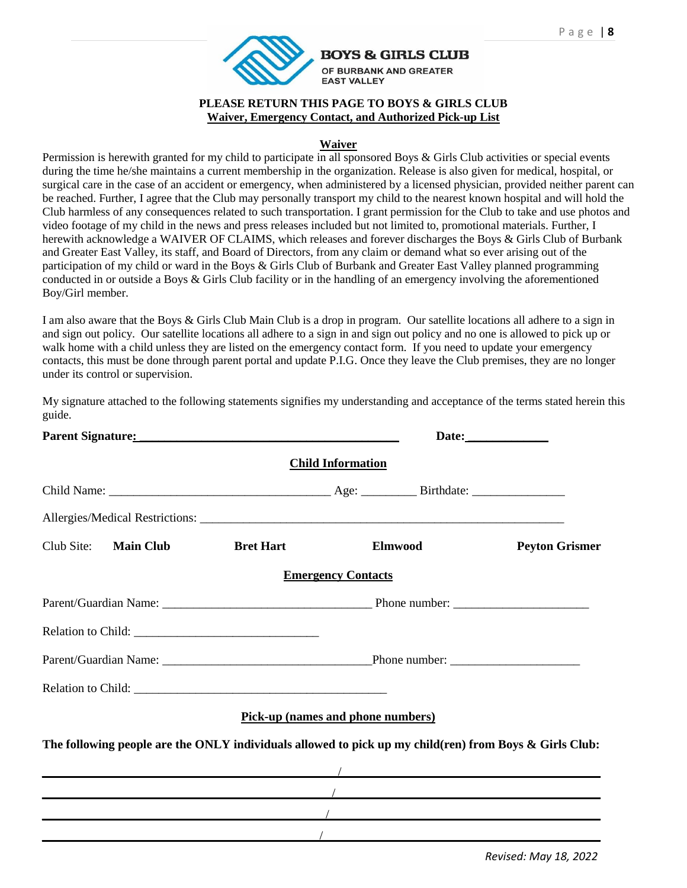**BOYS & GIRLS CLUB**
OF BURBANK AND GREATER EAST VALLEY

**PLEASE RETURN THIS PAGE TO BOYS & GIRLS CLUB**
**Waiver, Emergency Contact, and Authorized Pick-up List**

## Waiver

Permission is herewith granted for my child to participate in all sponsored Boys & Girls Club activities or special events during the time he/she maintains a current membership in the organization. Release is also given for medical, hospital, or surgical care in the case of an accident or emergency, when administered by a licensed physician, provided neither parent can be reached. Further, I agree that the Club may personally transport my child to the nearest known hospital and will hold the Club harmless of any consequences related to such transportation. I grant permission for the Club to take and use photos and video footage of my child in the news and press releases included but not limited to, promotional materials. Further, I herewith acknowledge a WAIVER OF CLAIMS, which releases and forever discharges the Boys & Girls Club of Burbank and Greater East Valley, its staff, and Board of Directors, from any claim or demand what so ever arising out of the participation of my child or ward in the Boys & Girls Club of Burbank and Greater East Valley planned programming conducted in or outside a Boys & Girls Club facility or in the handling of an emergency involving the aforementioned Boy/Girl member.

I am also aware that the Boys & Girls Club Main Club is a drop in program. Our satellite locations all adhere to a sign in and sign out policy. Our satellite locations all adhere to a sign in and sign out policy and no one is allowed to pick up or walk home with a child unless they are listed on the emergency contact form. If you need to update your emergency contacts, this must be done through parent portal and update P.I.G. Once they leave the Club premises, they are no longer under its control or supervision.

My signature attached to the following statements signifies my understanding and acceptance of the terms stated herein this guide.

**Parent Signature:**\_\_\_\_\_\_\_\_\_\_\_\_\_\_\_\_\_\_\_\_\_\_\_\_\_\_\_\_\_\_\_\_\_\_\_\_\_\_\_\_ **Date:**\_\_\_\_\_\_\_\_\_\_\_\_\_

## Child Information

Child Name: \_\_\_\_\_\_\_\_\_\_\_\_\_\_\_\_\_\_\_\_\_\_\_\_\_\_\_\_\_\_\_\_\_\_\_ Age: \_\_\_\_\_\_\_\_\_ Birthdate: \_\_\_\_\_\_\_\_\_\_\_\_\_\_\_

Allergies/Medical Restrictions: \_\_\_\_\_\_\_\_\_\_\_\_\_\_\_\_\_\_\_\_\_\_\_\_\_\_\_\_\_\_\_\_\_\_\_\_\_\_\_\_\_\_\_\_\_\_\_\_\_\_\_\_\_\_\_\_\_\_\_\_

Club Site: **Main Club** **Bret Hart** **Elmwood** **Peyton Grismer**

## Emergency Contacts

Parent/Guardian Name: \_\_\_\_\_\_\_\_\_\_\_\_\_\_\_\_\_\_\_\_\_\_\_\_\_\_\_\_\_\_\_\_\_\_ Phone number: \_\_\_\_\_\_\_\_\_\_\_\_\_\_\_\_\_\_\_\_\_\_

Relation to Child: \_\_\_\_\_\_\_\_\_\_\_\_\_\_\_\_\_\_\_\_\_\_\_\_\_\_\_\_\_\_

Parent/Guardian Name: \_\_\_\_\_\_\_\_\_\_\_\_\_\_\_\_\_\_\_\_\_\_\_\_\_\_\_\_\_\_\_\_\_\_ Phone number: \_\_\_\_\_\_\_\_\_\_\_\_\_\_\_\_\_\_\_\_\_\_

Relation to Child: \_\_\_\_\_\_\_\_\_\_\_\_\_\_\_\_\_\_\_\_\_\_\_\_\_\_\_\_\_\_\_\_\_\_\_\_\_\_\_\_\_\_

## Pick-up (names and phone numbers)

**The following people are the ONLY individuals allowed to pick up my child(ren) from Boys & Girls Club:**

\_\_\_\_\_\_\_\_\_\_\_\_\_\_\_\_\_\_\_\_\_\_\_\_\_\_\_\_\_\_ / \_\_\_\_\_\_\_\_\_\_\_\_\_\_\_\_\_\_\_\_\_\_\_\_\_\_\_\_\_\_

\_\_\_\_\_\_\_\_\_\_\_\_\_\_\_\_\_\_\_\_\_\_\_\_\_\_\_\_\_\_ / \_\_\_\_\_\_\_\_\_\_\_\_\_\_\_\_\_\_\_\_\_\_\_\_\_\_\_\_\_\_

\_\_\_\_\_\_\_\_\_\_\_\_\_\_\_\_\_\_\_\_\_\_\_\_\_\_\_\_\_\_ / \_\_\_\_\_\_\_\_\_\_\_\_\_\_\_\_\_\_\_\_\_\_\_\_\_\_\_\_\_\_

\_\_\_\_\_\_\_\_\_\_\_\_\_\_\_\_\_\_\_\_\_\_\_\_\_\_\_\_\_\_ / \_\_\_\_\_\_\_\_\_\_\_\_\_\_\_\_\_\_\_\_\_\_\_\_\_\_\_\_\_\_

*Revised: May 18, 2022*